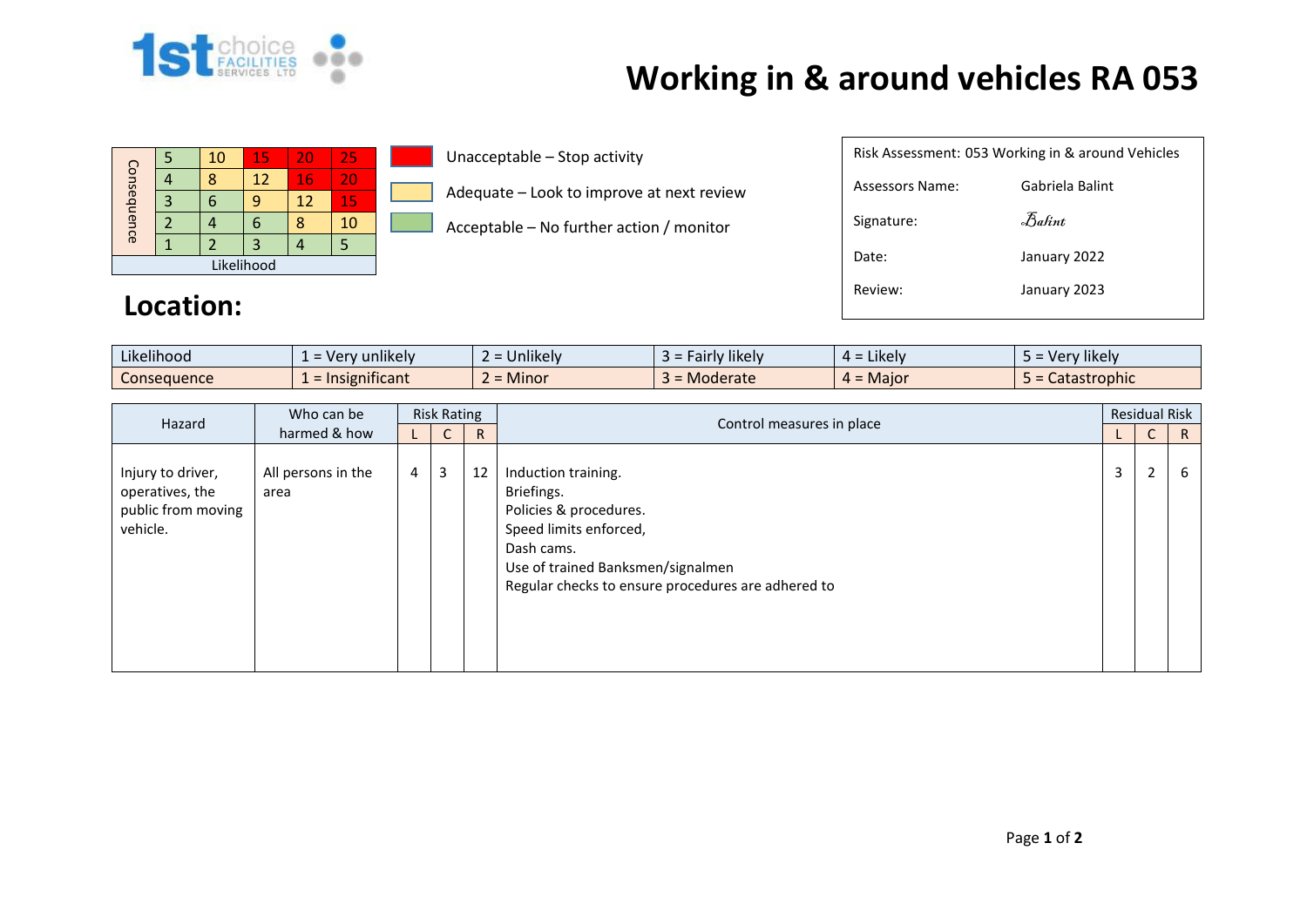# Working in & around vehicles RA 053

| Consequence | | | | | |
|---|---|---|---|---|---|
| | 5 | 10 | 15 | 20 | 25 |
| | 4 | 8 | 12 | 16 | 20 |
| | 3 | 6 | 9 | 12 | 15 |
| | 2 | 4 | 6 | 8 | 10 |
| | 1 | 2 | 3 | 4 | 5 |
| Likelihood | | | | | |

- Unacceptable – Stop activity
- Adequate – Look to improve at next review
- Acceptable – No further action / monitor

| Risk Assessment: 053 Working in & around Vehicles | |
|---|---|
| Assessors Name: | Gabriela Balint |
| Signature: | Balint |
| Date: | January 2022 |
| Review: | January 2023 |

## Location:

| Likelihood | 1 = Very unlikely | 2 = Unlikely | 3 = Fairly likely | 4 = Likely | 5 = Very likely |
|---|---|---|---|---|---|
| Consequence | 1 = Insignificant | 2 = Minor | 3 = Moderate | 4 = Major | 5 = Catastrophic |

| Hazard | Who can be harmed & how | Risk Rating | | | Control measures in place | Residual Risk | | |
|---|---|---|---|---|---|---|---|---|
| | | L | C | R | | L | C | R |
| Injury to driver, operatives, the public from moving vehicle. | All persons in the area | 4 | 3 | 12 | Induction training.<br>Briefings.<br>Policies & procedures.<br>Speed limits enforced,<br>Dash cams.<br>Use of trained Banksmen/signalmen<br>Regular checks to ensure procedures are adhered to | 3 | 2 | 6 |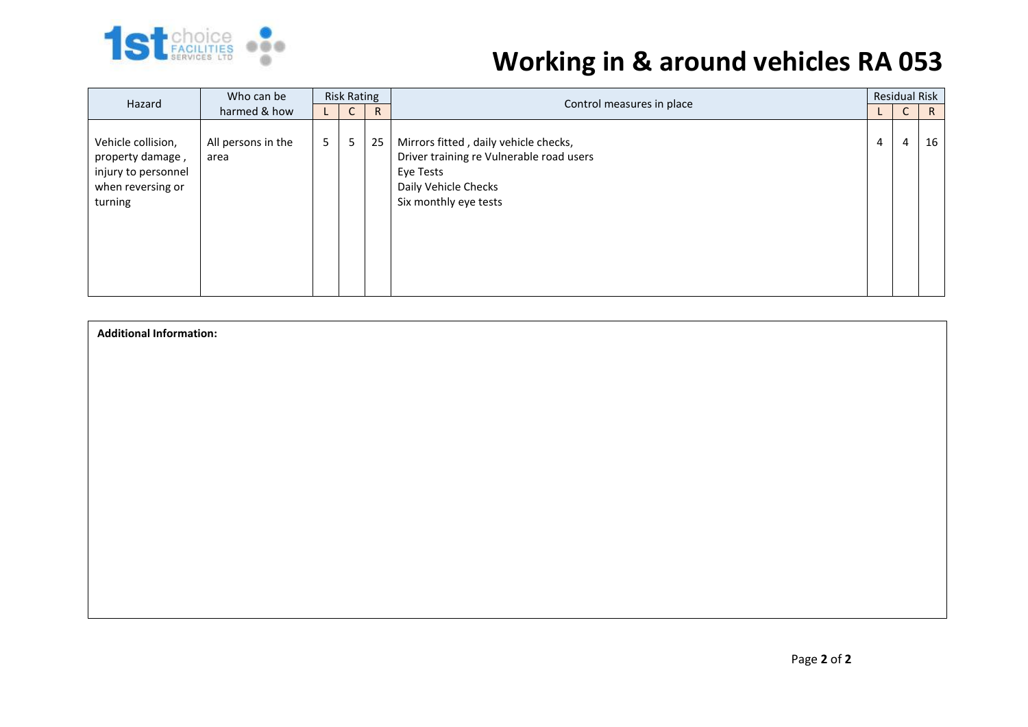# Working in & around vehicles RA 053

| Hazard | Who can be harmed & how | Risk Rating | | | Control measures in place | Residual Risk | | |
|---|---|---|---|---|---|---|---|---|
| | | L | C | R | | L | C | R |
| Vehicle collision, property damage , injury to personnel when reversing or turning | All persons in the area | 5 | 5 | 25 | Mirrors fitted , daily vehicle checks,<br>Driver training re Vulnerable road users<br>Eye Tests<br>Daily Vehicle Checks<br>Six monthly eye tests | 4 | 4 | 16 |

**Additional Information:**